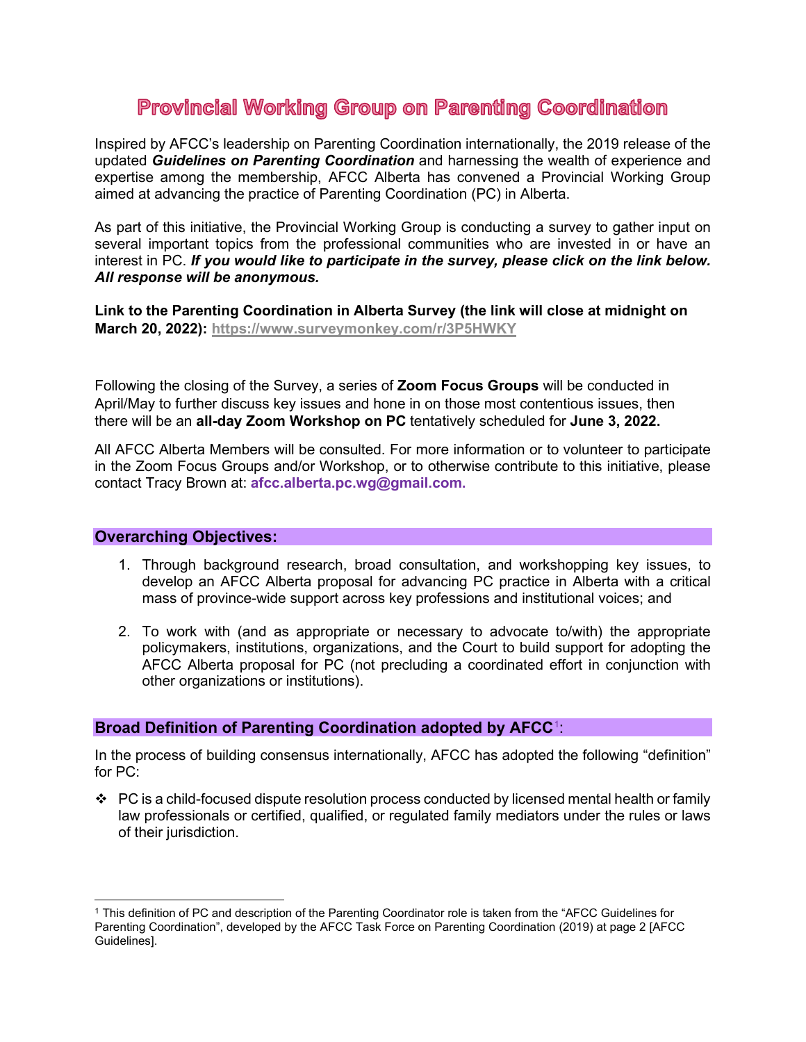# Provincial Working Group on Parenting Coordination

Inspired by AFCC's leadership on Parenting Coordination internationally, the 2019 release of the updated ***Guidelines on Parenting Coordination*** and harnessing the wealth of experience and expertise among the membership, AFCC Alberta has convened a Provincial Working Group aimed at advancing the practice of Parenting Coordination (PC) in Alberta.

As part of this initiative, the Provincial Working Group is conducting a survey to gather input on several important topics from the professional communities who are invested in or have an interest in PC. ***If you would like to participate in the survey, please click on the link below. All response will be anonymous.***

**Link to the Parenting Coordination in Alberta Survey (the link will close at midnight on March 20, 2022): https://www.surveymonkey.com/r/3P5HWKY**

Following the closing of the Survey, a series of **Zoom Focus Groups** will be conducted in April/May to further discuss key issues and hone in on those most contentious issues, then there will be an **all-day Zoom Workshop on PC** tentatively scheduled for **June 3, 2022.**

All AFCC Alberta Members will be consulted. For more information or to volunteer to participate in the Zoom Focus Groups and/or Workshop, or to otherwise contribute to this initiative, please contact Tracy Brown at: **afcc.alberta.pc.wg@gmail.com.**

## Overarching Objectives:

1. Through background research, broad consultation, and workshopping key issues, to develop an AFCC Alberta proposal for advancing PC practice in Alberta with a critical mass of province-wide support across key professions and institutional voices; and

2. To work with (and as appropriate or necessary to advocate to/with) the appropriate policymakers, institutions, organizations, and the Court to build support for adopting the AFCC Alberta proposal for PC (not precluding a coordinated effort in conjunction with other organizations or institutions).

## Broad Definition of Parenting Coordination adopted by AFCC[1]:

In the process of building consensus internationally, AFCC has adopted the following "definition" for PC:

- PC is a child-focused dispute resolution process conducted by licensed mental health or family law professionals or certified, qualified, or regulated family mediators under the rules or laws of their jurisdiction.

---

[1] This definition of PC and description of the Parenting Coordinator role is taken from the "AFCC Guidelines for Parenting Coordination", developed by the AFCC Task Force on Parenting Coordination (2019) at page 2 [AFCC Guidelines].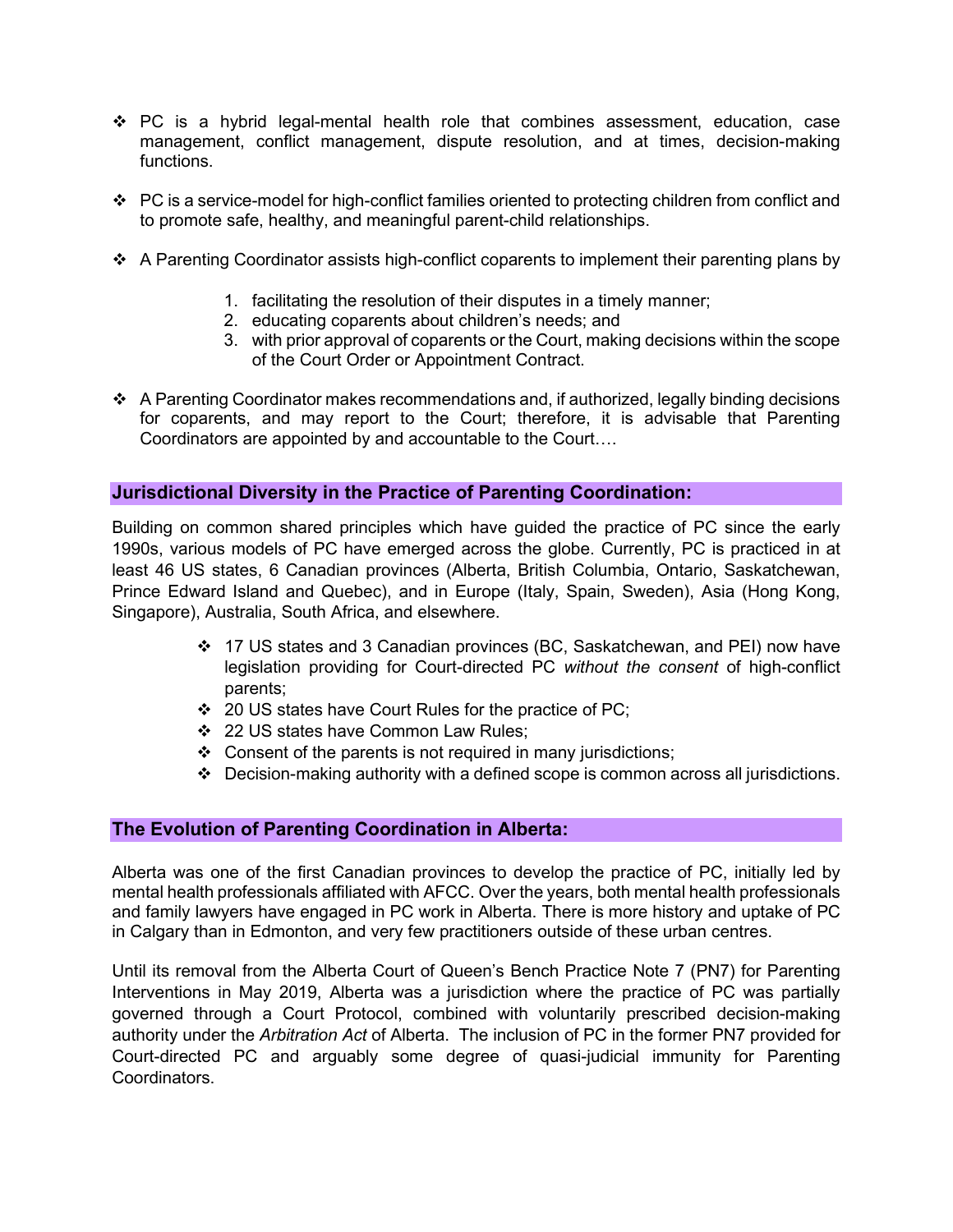- PC is a hybrid legal-mental health role that combines assessment, education, case management, conflict management, dispute resolution, and at times, decision-making functions.

- PC is a service-model for high-conflict families oriented to protecting children from conflict and to promote safe, healthy, and meaningful parent-child relationships.

- A Parenting Coordinator assists high-conflict coparents to implement their parenting plans by

  1. facilitating the resolution of their disputes in a timely manner;
  2. educating coparents about children's needs; and
  3. with prior approval of coparents or the Court, making decisions within the scope of the Court Order or Appointment Contract.

- A Parenting Coordinator makes recommendations and, if authorized, legally binding decisions for coparents, and may report to the Court; therefore, it is advisable that Parenting Coordinators are appointed by and accountable to the Court….

## Jurisdictional Diversity in the Practice of Parenting Coordination:

Building on common shared principles which have guided the practice of PC since the early 1990s, various models of PC have emerged across the globe. Currently, PC is practiced in at least 46 US states, 6 Canadian provinces (Alberta, British Columbia, Ontario, Saskatchewan, Prince Edward Island and Quebec), and in Europe (Italy, Spain, Sweden), Asia (Hong Kong, Singapore), Australia, South Africa, and elsewhere.

- 17 US states and 3 Canadian provinces (BC, Saskatchewan, and PEI) now have legislation providing for Court-directed PC *without the consent* of high-conflict parents;
- 20 US states have Court Rules for the practice of PC;
- 22 US states have Common Law Rules;
- Consent of the parents is not required in many jurisdictions;
- Decision-making authority with a defined scope is common across all jurisdictions.

## The Evolution of Parenting Coordination in Alberta:

Alberta was one of the first Canadian provinces to develop the practice of PC, initially led by mental health professionals affiliated with AFCC. Over the years, both mental health professionals and family lawyers have engaged in PC work in Alberta. There is more history and uptake of PC in Calgary than in Edmonton, and very few practitioners outside of these urban centres.

Until its removal from the Alberta Court of Queen's Bench Practice Note 7 (PN7) for Parenting Interventions in May 2019, Alberta was a jurisdiction where the practice of PC was partially governed through a Court Protocol, combined with voluntarily prescribed decision-making authority under the *Arbitration Act* of Alberta. The inclusion of PC in the former PN7 provided for Court-directed PC and arguably some degree of quasi-judicial immunity for Parenting Coordinators.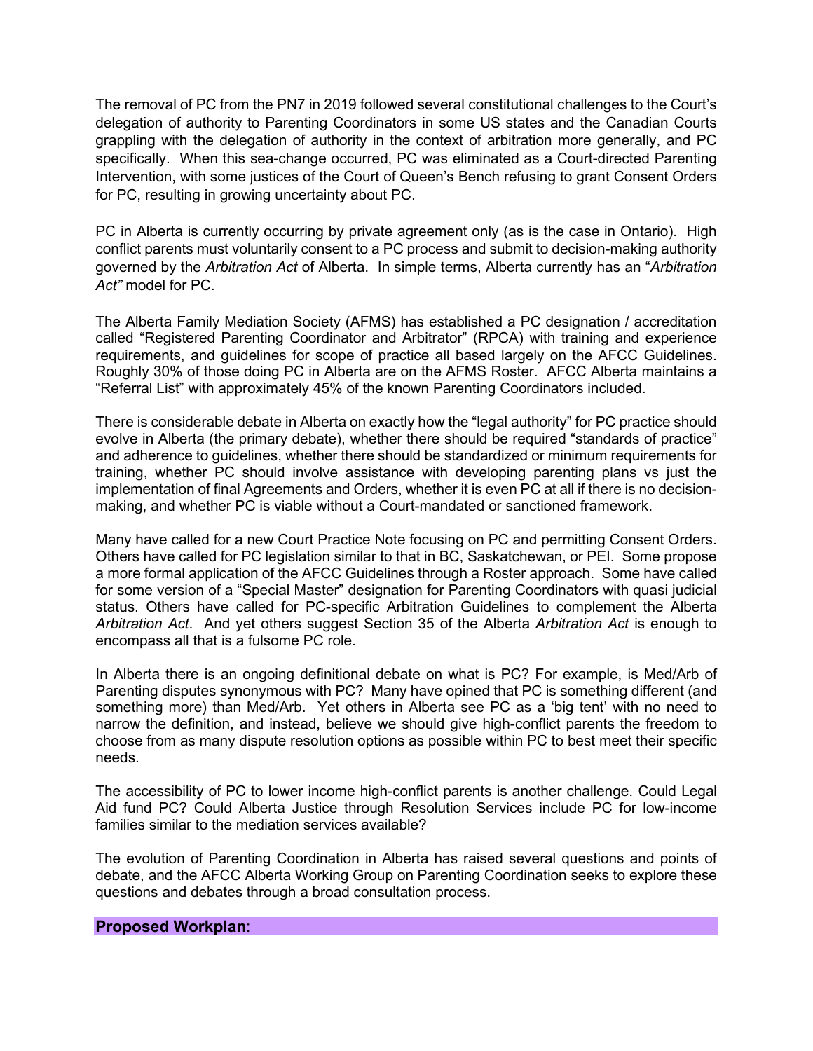The removal of PC from the PN7 in 2019 followed several constitutional challenges to the Court's delegation of authority to Parenting Coordinators in some US states and the Canadian Courts grappling with the delegation of authority in the context of arbitration more generally, and PC specifically. When this sea-change occurred, PC was eliminated as a Court-directed Parenting Intervention, with some justices of the Court of Queen's Bench refusing to grant Consent Orders for PC, resulting in growing uncertainty about PC.

PC in Alberta is currently occurring by private agreement only (as is the case in Ontario). High conflict parents must voluntarily consent to a PC process and submit to decision-making authority governed by the *Arbitration Act* of Alberta. In simple terms, Alberta currently has an "*Arbitration Act"* model for PC.

The Alberta Family Mediation Society (AFMS) has established a PC designation / accreditation called "Registered Parenting Coordinator and Arbitrator" (RPCA) with training and experience requirements, and guidelines for scope of practice all based largely on the AFCC Guidelines. Roughly 30% of those doing PC in Alberta are on the AFMS Roster. AFCC Alberta maintains a "Referral List" with approximately 45% of the known Parenting Coordinators included.

There is considerable debate in Alberta on exactly how the "legal authority" for PC practice should evolve in Alberta (the primary debate), whether there should be required "standards of practice" and adherence to guidelines, whether there should be standardized or minimum requirements for training, whether PC should involve assistance with developing parenting plans vs just the implementation of final Agreements and Orders, whether it is even PC at all if there is no decision-making, and whether PC is viable without a Court-mandated or sanctioned framework.

Many have called for a new Court Practice Note focusing on PC and permitting Consent Orders. Others have called for PC legislation similar to that in BC, Saskatchewan, or PEI. Some propose a more formal application of the AFCC Guidelines through a Roster approach. Some have called for some version of a "Special Master" designation for Parenting Coordinators with quasi judicial status. Others have called for PC-specific Arbitration Guidelines to complement the Alberta *Arbitration Act*. And yet others suggest Section 35 of the Alberta *Arbitration Act* is enough to encompass all that is a fulsome PC role.

In Alberta there is an ongoing definitional debate on what is PC? For example, is Med/Arb of Parenting disputes synonymous with PC? Many have opined that PC is something different (and something more) than Med/Arb. Yet others in Alberta see PC as a 'big tent' with no need to narrow the definition, and instead, believe we should give high-conflict parents the freedom to choose from as many dispute resolution options as possible within PC to best meet their specific needs.

The accessibility of PC to lower income high-conflict parents is another challenge. Could Legal Aid fund PC? Could Alberta Justice through Resolution Services include PC for low-income families similar to the mediation services available?

The evolution of Parenting Coordination in Alberta has raised several questions and points of debate, and the AFCC Alberta Working Group on Parenting Coordination seeks to explore these questions and debates through a broad consultation process.

**Proposed Workplan**: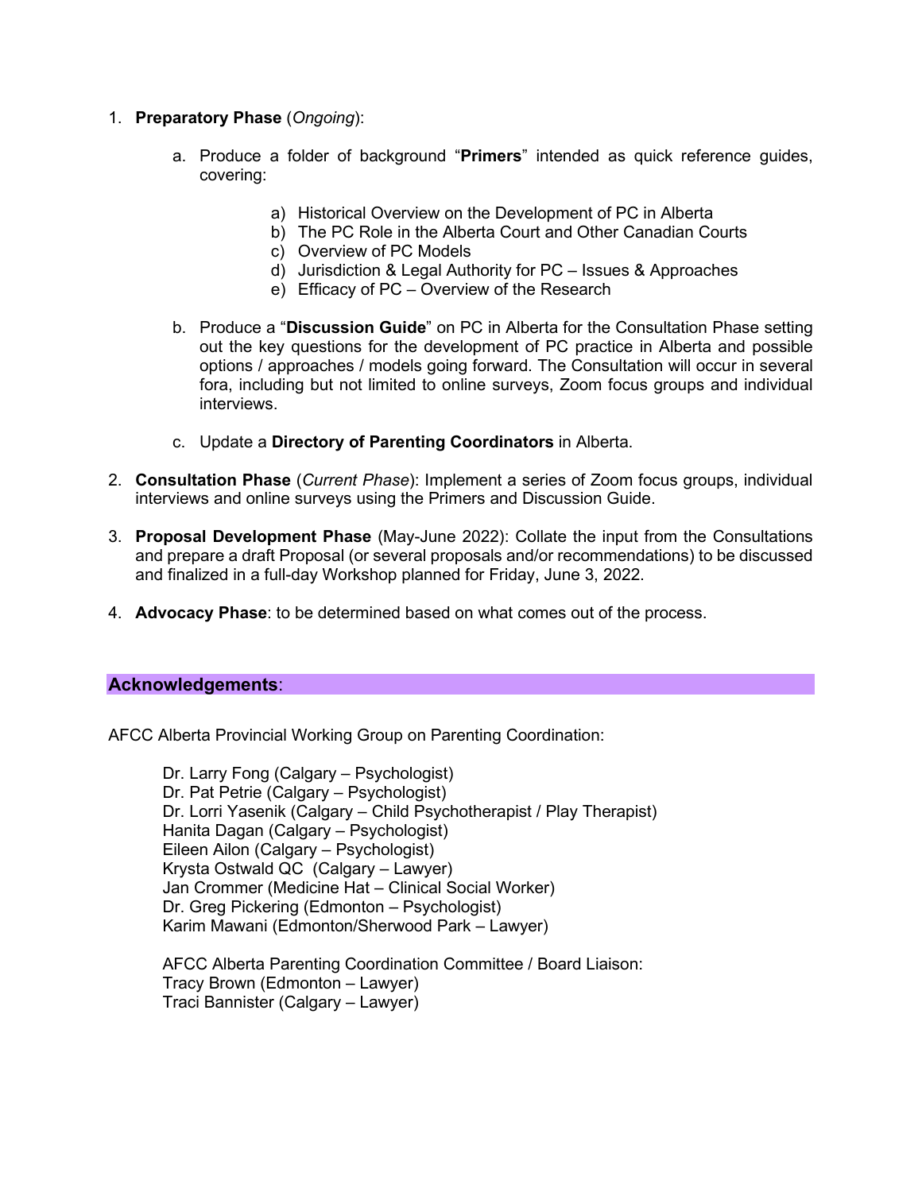1. **Preparatory Phase** (*Ongoing*):

    a. Produce a folder of background "**Primers**" intended as quick reference guides, covering:

        a) Historical Overview on the Development of PC in Alberta
        b) The PC Role in the Alberta Court and Other Canadian Courts
        c) Overview of PC Models
        d) Jurisdiction & Legal Authority for PC – Issues & Approaches
        e) Efficacy of PC – Overview of the Research

    b. Produce a "**Discussion Guide**" on PC in Alberta for the Consultation Phase setting out the key questions for the development of PC practice in Alberta and possible options / approaches / models going forward. The Consultation will occur in several fora, including but not limited to online surveys, Zoom focus groups and individual interviews.

    c. Update a **Directory of Parenting Coordinators** in Alberta.

2. **Consultation Phase** (*Current Phase*): Implement a series of Zoom focus groups, individual interviews and online surveys using the Primers and Discussion Guide.

3. **Proposal Development Phase** (May-June 2022): Collate the input from the Consultations and prepare a draft Proposal (or several proposals and/or recommendations) to be discussed and finalized in a full-day Workshop planned for Friday, June 3, 2022.

4. **Advocacy Phase**: to be determined based on what comes out of the process.

## **Acknowledgements**:

AFCC Alberta Provincial Working Group on Parenting Coordination:

Dr. Larry Fong (Calgary – Psychologist)
Dr. Pat Petrie (Calgary – Psychologist)
Dr. Lorri Yasenik (Calgary – Child Psychotherapist / Play Therapist)
Hanita Dagan (Calgary – Psychologist)
Eileen Ailon (Calgary – Psychologist)
Krysta Ostwald QC (Calgary – Lawyer)
Jan Crommer (Medicine Hat – Clinical Social Worker)
Dr. Greg Pickering (Edmonton – Psychologist)
Karim Mawani (Edmonton/Sherwood Park – Lawyer)

AFCC Alberta Parenting Coordination Committee / Board Liaison:
Tracy Brown (Edmonton – Lawyer)
Traci Bannister (Calgary – Lawyer)